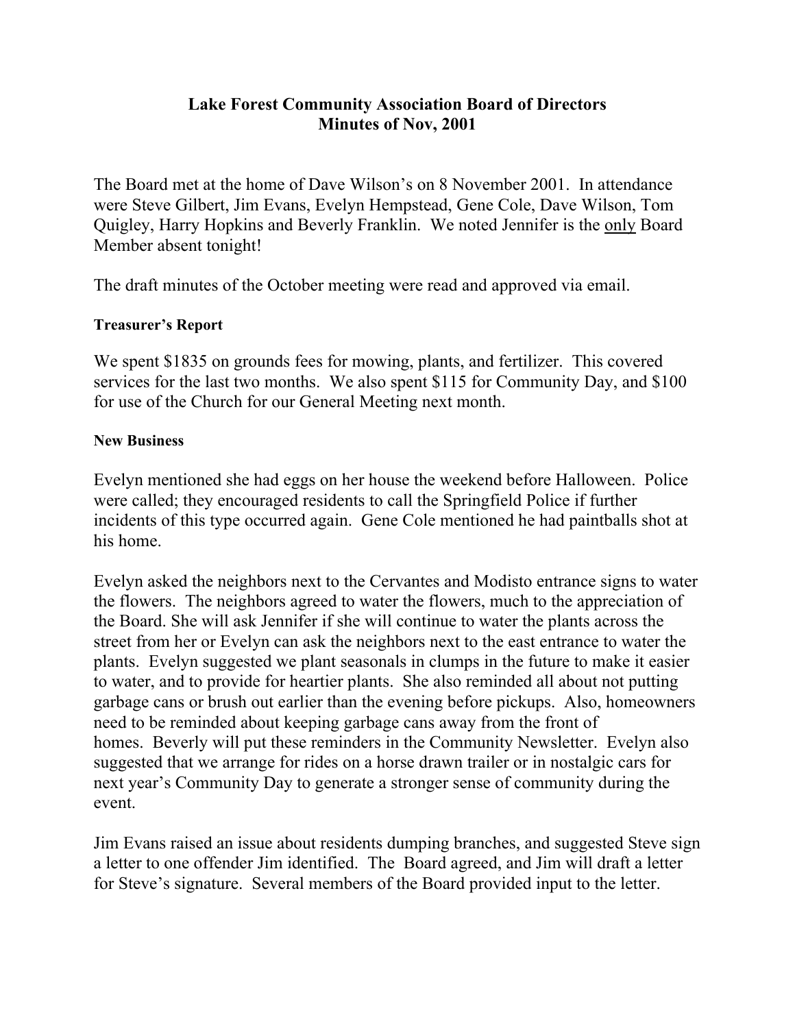# Lake Forest Community Association Board of Directors
# Minutes of Nov, 2001

The Board met at the home of Dave Wilson's on 8 November 2001. In attendance were Steve Gilbert, Jim Evans, Evelyn Hempstead, Gene Cole, Dave Wilson, Tom Quigley, Harry Hopkins and Beverly Franklin. We noted Jennifer is the <u>only</u> Board Member absent tonight!

The draft minutes of the October meeting were read and approved via email.

### Treasurer's Report

We spent $1835 on grounds fees for mowing, plants, and fertilizer. This covered services for the last two months. We also spent $115 for Community Day, and $100 for use of the Church for our General Meeting next month.

### New Business

Evelyn mentioned she had eggs on her house the weekend before Halloween. Police were called; they encouraged residents to call the Springfield Police if further incidents of this type occurred again. Gene Cole mentioned he had paintballs shot at his home.

Evelyn asked the neighbors next to the Cervantes and Modisto entrance signs to water the flowers. The neighbors agreed to water the flowers, much to the appreciation of the Board. She will ask Jennifer if she will continue to water the plants across the street from her or Evelyn can ask the neighbors next to the east entrance to water the plants. Evelyn suggested we plant seasonals in clumps in the future to make it easier to water, and to provide for heartier plants. She also reminded all about not putting garbage cans or brush out earlier than the evening before pickups. Also, homeowners need to be reminded about keeping garbage cans away from the front of homes. Beverly will put these reminders in the Community Newsletter. Evelyn also suggested that we arrange for rides on a horse drawn trailer or in nostalgic cars for next year's Community Day to generate a stronger sense of community during the event.

Jim Evans raised an issue about residents dumping branches, and suggested Steve sign a letter to one offender Jim identified. The Board agreed, and Jim will draft a letter for Steve's signature. Several members of the Board provided input to the letter.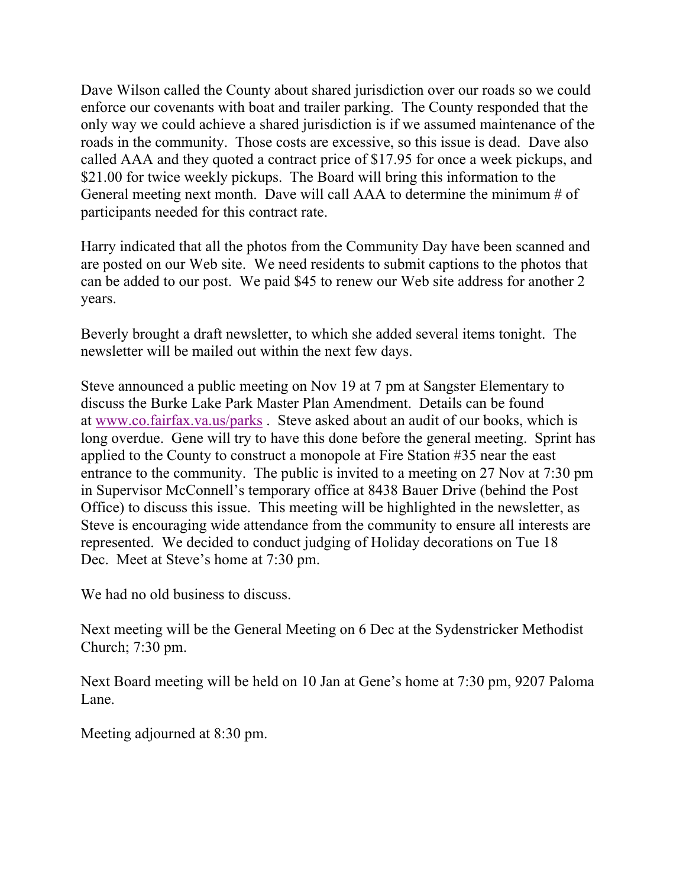Dave Wilson called the County about shared jurisdiction over our roads so we could enforce our covenants with boat and trailer parking. The County responded that the only way we could achieve a shared jurisdiction is if we assumed maintenance of the roads in the community. Those costs are excessive, so this issue is dead. Dave also called AAA and they quoted a contract price of $17.95 for once a week pickups, and $21.00 for twice weekly pickups. The Board will bring this information to the General meeting next month. Dave will call AAA to determine the minimum # of participants needed for this contract rate.

Harry indicated that all the photos from the Community Day have been scanned and are posted on our Web site. We need residents to submit captions to the photos that can be added to our post. We paid $45 to renew our Web site address for another 2 years.

Beverly brought a draft newsletter, to which she added several items tonight. The newsletter will be mailed out within the next few days.

Steve announced a public meeting on Nov 19 at 7 pm at Sangster Elementary to discuss the Burke Lake Park Master Plan Amendment. Details can be found at www.co.fairfax.va.us/parks . Steve asked about an audit of our books, which is long overdue. Gene will try to have this done before the general meeting. Sprint has applied to the County to construct a monopole at Fire Station #35 near the east entrance to the community. The public is invited to a meeting on 27 Nov at 7:30 pm in Supervisor McConnell's temporary office at 8438 Bauer Drive (behind the Post Office) to discuss this issue. This meeting will be highlighted in the newsletter, as Steve is encouraging wide attendance from the community to ensure all interests are represented. We decided to conduct judging of Holiday decorations on Tue 18 Dec. Meet at Steve's home at 7:30 pm.

We had no old business to discuss.

Next meeting will be the General Meeting on 6 Dec at the Sydenstricker Methodist Church; 7:30 pm.

Next Board meeting will be held on 10 Jan at Gene's home at 7:30 pm, 9207 Paloma Lane.

Meeting adjourned at 8:30 pm.